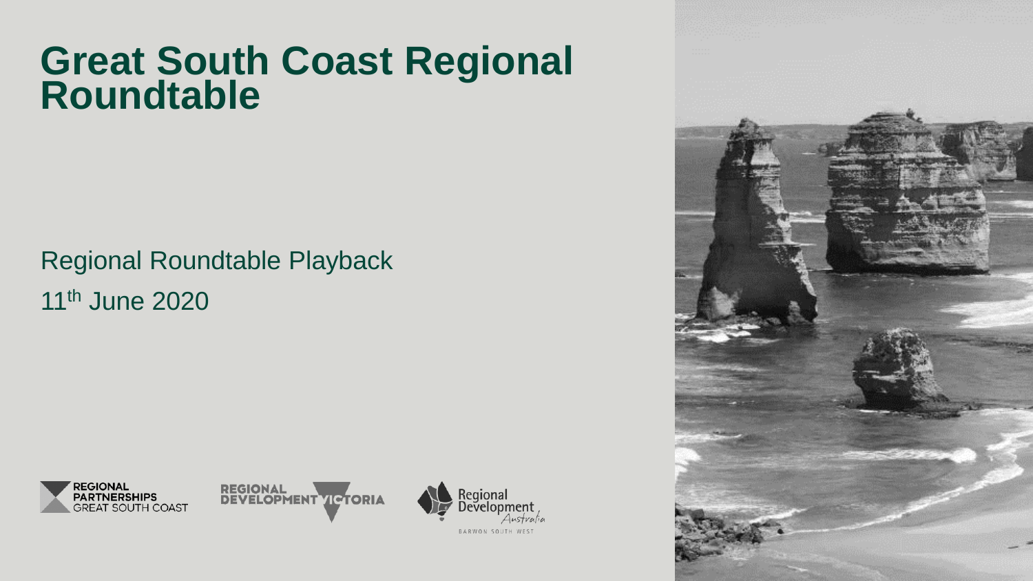# Great South Coast Regional Roundtable

Regional Roundtable Playback

11th June 2020

REGIONAL PARTNERSHIPS GREAT SOUTH COAST

REGIONAL DEVELOPMENT VICTORIA

Regional Development Australia BARWON SOUTH WEST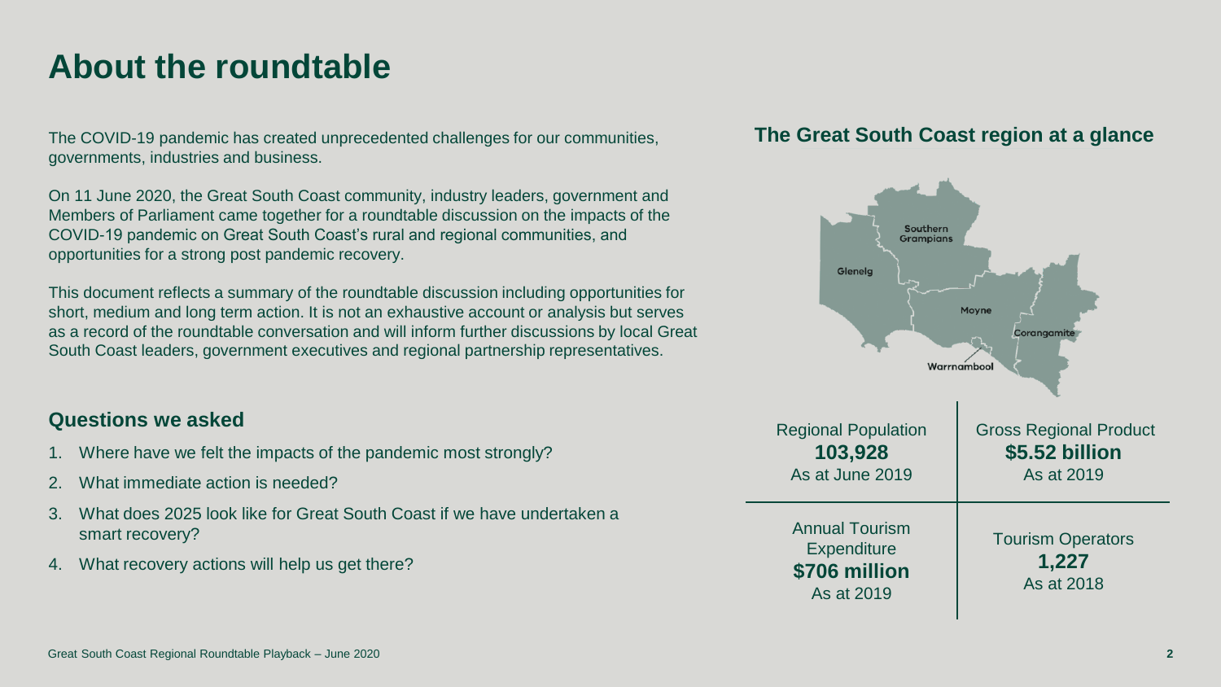# About the roundtable

The COVID-19 pandemic has created unprecedented challenges for our communities, governments, industries and business.

On 11 June 2020, the Great South Coast community, industry leaders, government and Members of Parliament came together for a roundtable discussion on the impacts of the COVID-19 pandemic on Great South Coast's rural and regional communities, and opportunities for a strong post pandemic recovery.

This document reflects a summary of the roundtable discussion including opportunities for short, medium and long term action. It is not an exhaustive account or analysis but serves as a record of the roundtable conversation and will inform further discussions by local Great South Coast leaders, government executives and regional partnership representatives.

## Questions we asked

1. Where have we felt the impacts of the pandemic most strongly?
2. What immediate action is needed?
3. What does 2025 look like for Great South Coast if we have undertaken a smart recovery?
4. What recovery actions will help us get there?

## The Great South Coast region at a glance

Southern Grampians, Glenelg, Moyne, Corangamite, Warrnambool

| Regional Population | Gross Regional Product |
| --- | --- |
| **103,928** As at June 2019 | **$5.52 billion** As at 2019 |
| Annual Tourism Expenditure **$706 million** As at 2019 | Tourism Operators **1,227** As at 2018 |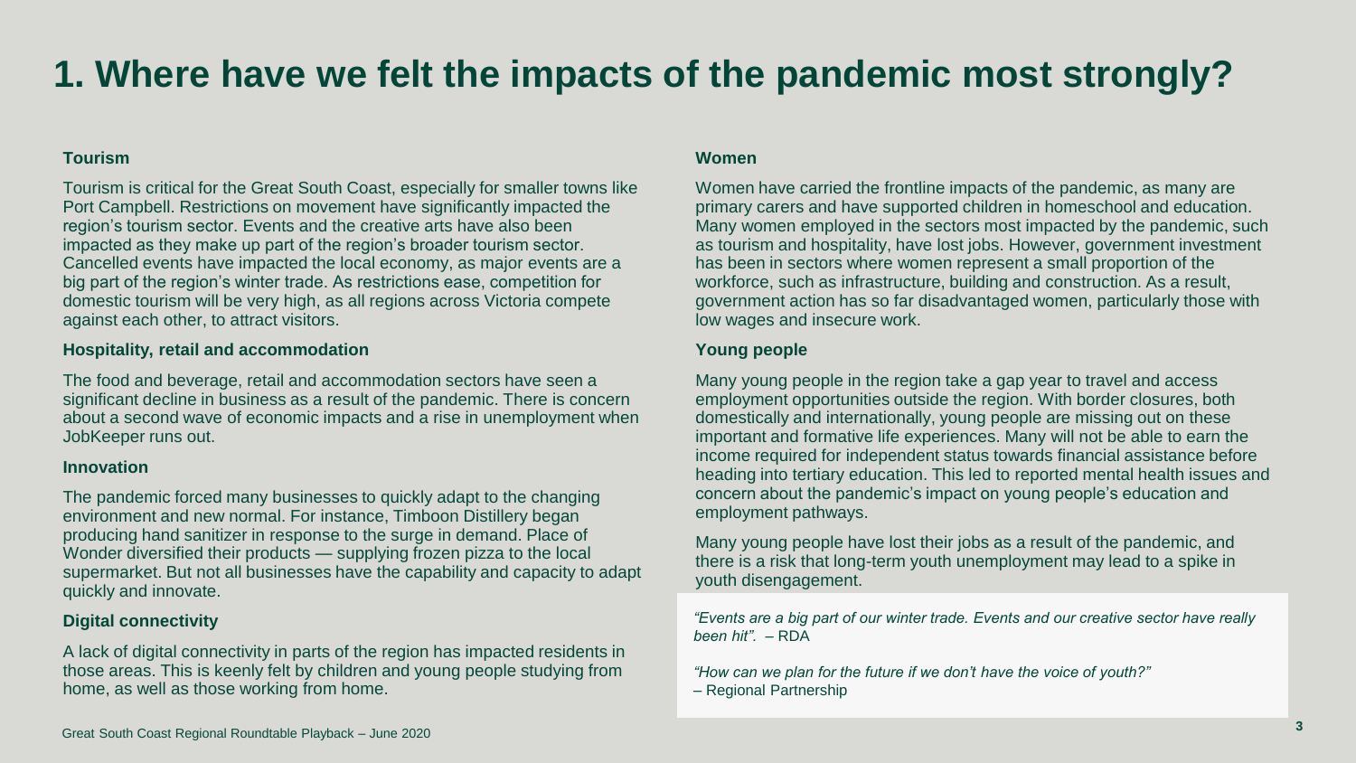# 1. Where have we felt the impacts of the pandemic most strongly?

### Tourism

Tourism is critical for the Great South Coast, especially for smaller towns like Port Campbell. Restrictions on movement have significantly impacted the region's tourism sector. Events and the creative arts have also been impacted as they make up part of the region's broader tourism sector. Cancelled events have impacted the local economy, as major events are a big part of the region's winter trade. As restrictions ease, competition for domestic tourism will be very high, as all regions across Victoria compete against each other, to attract visitors.

### Hospitality, retail and accommodation

The food and beverage, retail and accommodation sectors have seen a significant decline in business as a result of the pandemic. There is concern about a second wave of economic impacts and a rise in unemployment when JobKeeper runs out.

### Innovation

The pandemic forced many businesses to quickly adapt to the changing environment and new normal. For instance, Timboon Distillery began producing hand sanitizer in response to the surge in demand. Place of Wonder diversified their products — supplying frozen pizza to the local supermarket. But not all businesses have the capability and capacity to adapt quickly and innovate.

### Digital connectivity

A lack of digital connectivity in parts of the region has impacted residents in those areas. This is keenly felt by children and young people studying from home, as well as those working from home.

### Women

Women have carried the frontline impacts of the pandemic, as many are primary carers and have supported children in homeschool and education. Many women employed in the sectors most impacted by the pandemic, such as tourism and hospitality, have lost jobs. However, government investment has been in sectors where women represent a small proportion of the workforce, such as infrastructure, building and construction. As a result, government action has so far disadvantaged women, particularly those with low wages and insecure work.

### Young people

Many young people in the region take a gap year to travel and access employment opportunities outside the region. With border closures, both domestically and internationally, young people are missing out on these important and formative life experiences. Many will not be able to earn the income required for independent status towards financial assistance before heading into tertiary education. This led to reported mental health issues and concern about the pandemic's impact on young people's education and employment pathways.

Many young people have lost their jobs as a result of the pandemic, and there is a risk that long-term youth unemployment may lead to a spike in youth disengagement.

*"Events are a big part of our winter trade. Events and our creative sector have really been hit".* – RDA

*"How can we plan for the future if we don't have the voice of youth?"* – Regional Partnership

Great South Coast Regional Roundtable Playback – June 2020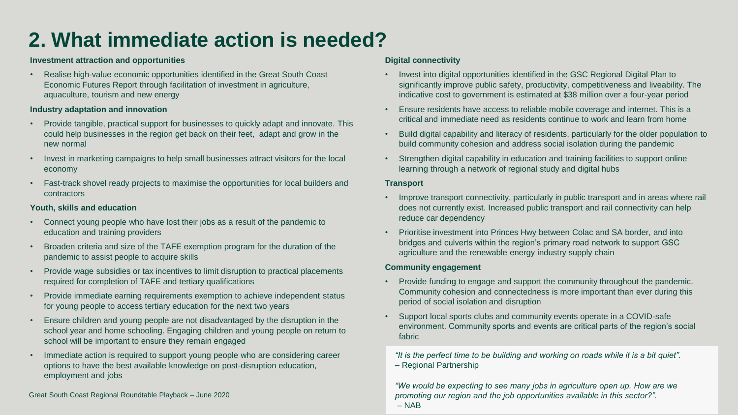# 2. What immediate action is needed?

**Investment attraction and opportunities**

- Realise high-value economic opportunities identified in the Great South Coast Economic Futures Report through facilitation of investment in agriculture, aquaculture, tourism and new energy

**Industry adaptation and innovation**

- Provide tangible, practical support for businesses to quickly adapt and innovate. This could help businesses in the region get back on their feet, adapt and grow in the new normal
- Invest in marketing campaigns to help small businesses attract visitors for the local economy
- Fast-track shovel ready projects to maximise the opportunities for local builders and contractors

**Youth, skills and education**

- Connect young people who have lost their jobs as a result of the pandemic to education and training providers
- Broaden criteria and size of the TAFE exemption program for the duration of the pandemic to assist people to acquire skills
- Provide wage subsidies or tax incentives to limit disruption to practical placements required for completion of TAFE and tertiary qualifications
- Provide immediate earning requirements exemption to achieve independent status for young people to access tertiary education for the next two years
- Ensure children and young people are not disadvantaged by the disruption in the school year and home schooling. Engaging children and young people on return to school will be important to ensure they remain engaged
- Immediate action is required to support young people who are considering career options to have the best available knowledge on post-disruption education, employment and jobs

**Digital connectivity**

- Invest into digital opportunities identified in the GSC Regional Digital Plan to significantly improve public safety, productivity, competitiveness and liveability. The indicative cost to government is estimated at $38 million over a four-year period
- Ensure residents have access to reliable mobile coverage and internet. This is a critical and immediate need as residents continue to work and learn from home
- Build digital capability and literacy of residents, particularly for the older population to build community cohesion and address social isolation during the pandemic
- Strengthen digital capability in education and training facilities to support online learning through a network of regional study and digital hubs

**Transport**

- Improve transport connectivity, particularly in public transport and in areas where rail does not currently exist. Increased public transport and rail connectivity can help reduce car dependency
- Prioritise investment into Princes Hwy between Colac and SA border, and into bridges and culverts within the region's primary road network to support GSC agriculture and the renewable energy industry supply chain

**Community engagement**

- Provide funding to engage and support the community throughout the pandemic. Community cohesion and connectedness is more important than ever during this period of social isolation and disruption
- Support local sports clubs and community events operate in a COVID-safe environment. Community sports and events are critical parts of the region's social fabric

*"It is the perfect time to be building and working on roads while it is a bit quiet".*
– Regional Partnership

*"We would be expecting to see many jobs in agriculture open up. How are we promoting our region and the job opportunities available in this sector?".*
– NAB

Great South Coast Regional Roundtable Playback – June 2020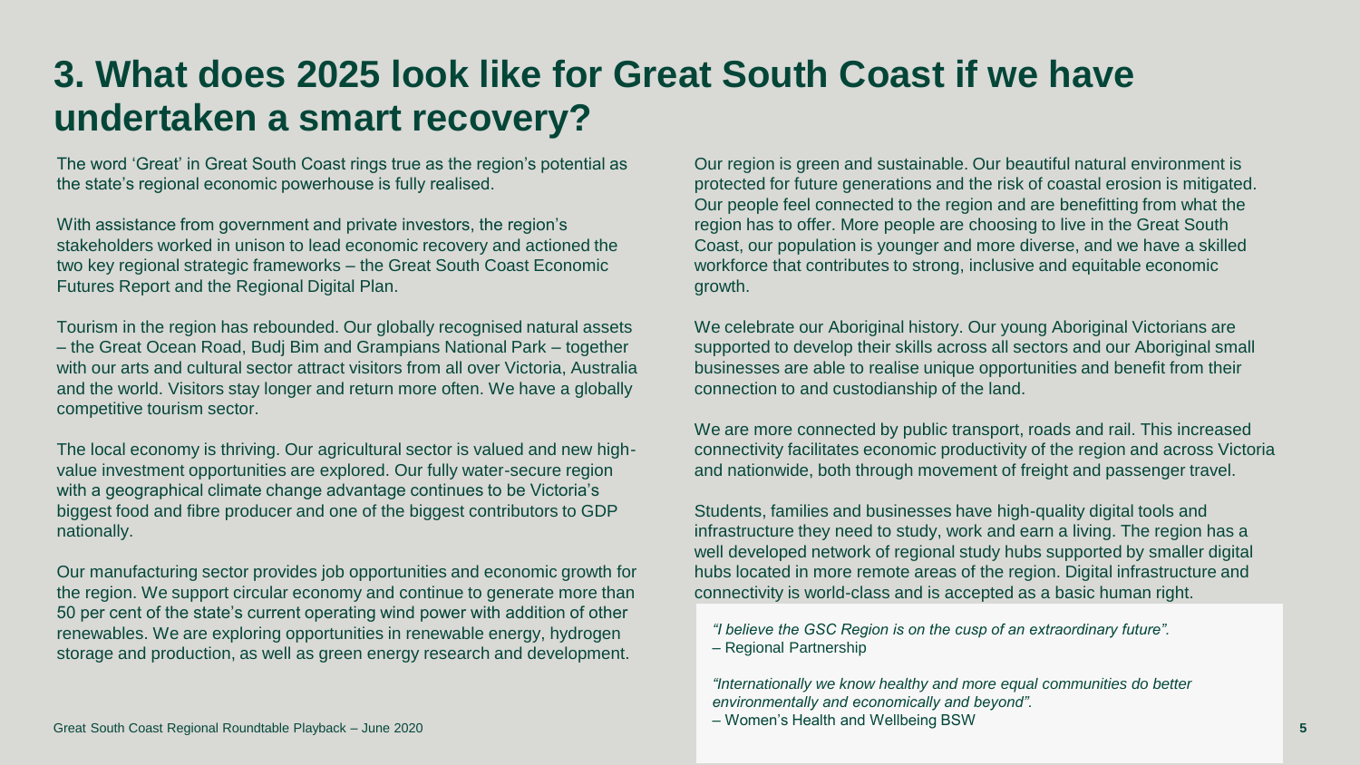# 3. What does 2025 look like for Great South Coast if we have undertaken a smart recovery?

The word 'Great' in Great South Coast rings true as the region's potential as the state's regional economic powerhouse is fully realised.

With assistance from government and private investors, the region's stakeholders worked in unison to lead economic recovery and actioned the two key regional strategic frameworks – the Great South Coast Economic Futures Report and the Regional Digital Plan.

Tourism in the region has rebounded. Our globally recognised natural assets – the Great Ocean Road, Budj Bim and Grampians National Park – together with our arts and cultural sector attract visitors from all over Victoria, Australia and the world. Visitors stay longer and return more often. We have a globally competitive tourism sector.

The local economy is thriving. Our agricultural sector is valued and new high-value investment opportunities are explored. Our fully water-secure region with a geographical climate change advantage continues to be Victoria's biggest food and fibre producer and one of the biggest contributors to GDP nationally.

Our manufacturing sector provides job opportunities and economic growth for the region. We support circular economy and continue to generate more than 50 per cent of the state's current operating wind power with addition of other renewables. We are exploring opportunities in renewable energy, hydrogen storage and production, as well as green energy research and development.

Our region is green and sustainable. Our beautiful natural environment is protected for future generations and the risk of coastal erosion is mitigated. Our people feel connected to the region and are benefitting from what the region has to offer. More people are choosing to live in the Great South Coast, our population is younger and more diverse, and we have a skilled workforce that contributes to strong, inclusive and equitable economic growth.

We celebrate our Aboriginal history. Our young Aboriginal Victorians are supported to develop their skills across all sectors and our Aboriginal small businesses are able to realise unique opportunities and benefit from their connection to and custodianship of the land.

We are more connected by public transport, roads and rail. This increased connectivity facilitates economic productivity of the region and across Victoria and nationwide, both through movement of freight and passenger travel.

Students, families and businesses have high-quality digital tools and infrastructure they need to study, work and earn a living. The region has a well developed network of regional study hubs supported by smaller digital hubs located in more remote areas of the region. Digital infrastructure and connectivity is world-class and is accepted as a basic human right.

*"I believe the GSC Region is on the cusp of an extraordinary future".*
– Regional Partnership

*"Internationally we know healthy and more equal communities do better environmentally and economically and beyond".*
– Women's Health and Wellbeing BSW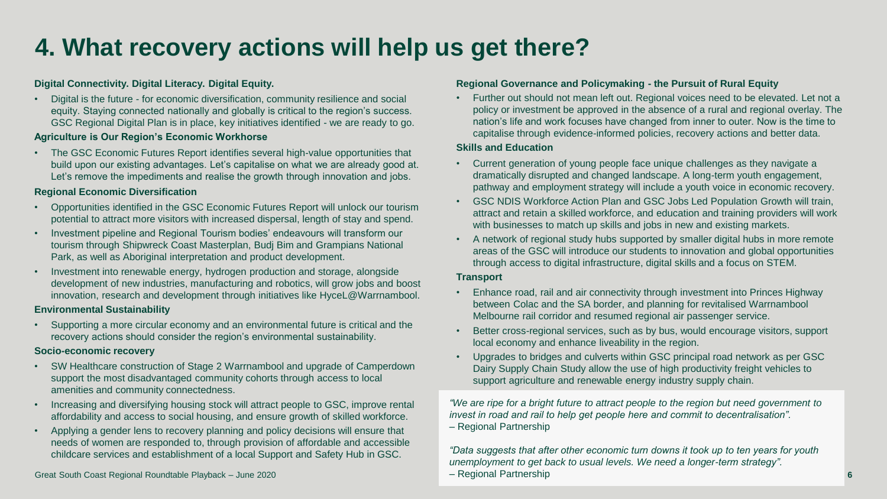# 4. What recovery actions will help us get there?

**Digital Connectivity. Digital Literacy. Digital Equity.**

- Digital is the future - for economic diversification, community resilience and social equity. Staying connected nationally and globally is critical to the region's success. GSC Regional Digital Plan is in place, key initiatives identified - we are ready to go.

**Agriculture is Our Region's Economic Workhorse**

- The GSC Economic Futures Report identifies several high-value opportunities that build upon our existing advantages. Let's capitalise on what we are already good at. Let's remove the impediments and realise the growth through innovation and jobs.

**Regional Economic Diversification**

- Opportunities identified in the GSC Economic Futures Report will unlock our tourism potential to attract more visitors with increased dispersal, length of stay and spend.
- Investment pipeline and Regional Tourism bodies' endeavours will transform our tourism through Shipwreck Coast Masterplan, Budj Bim and Grampians National Park, as well as Aboriginal interpretation and product development.
- Investment into renewable energy, hydrogen production and storage, alongside development of new industries, manufacturing and robotics, will grow jobs and boost innovation, research and development through initiatives like HyceL@Warrnambool.

**Environmental Sustainability**

- Supporting a more circular economy and an environmental future is critical and the recovery actions should consider the region's environmental sustainability.

**Socio-economic recovery**

- SW Healthcare construction of Stage 2 Warrnambool and upgrade of Camperdown support the most disadvantaged community cohorts through access to local amenities and community connectedness.
- Increasing and diversifying housing stock will attract people to GSC, improve rental affordability and access to social housing, and ensure growth of skilled workforce.
- Applying a gender lens to recovery planning and policy decisions will ensure that needs of women are responded to, through provision of affordable and accessible childcare services and establishment of a local Support and Safety Hub in GSC.

**Regional Governance and Policymaking - the Pursuit of Rural Equity**

- Further out should not mean left out. Regional voices need to be elevated. Let not a policy or investment be approved in the absence of a rural and regional overlay. The nation's life and work focuses have changed from inner to outer. Now is the time to capitalise through evidence-informed policies, recovery actions and better data.

**Skills and Education**

- Current generation of young people face unique challenges as they navigate a dramatically disrupted and changed landscape. A long-term youth engagement, pathway and employment strategy will include a youth voice in economic recovery.
- GSC NDIS Workforce Action Plan and GSC Jobs Led Population Growth will train, attract and retain a skilled workforce, and education and training providers will work with businesses to match up skills and jobs in new and existing markets.
- A network of regional study hubs supported by smaller digital hubs in more remote areas of the GSC will introduce our students to innovation and global opportunities through access to digital infrastructure, digital skills and a focus on STEM.

**Transport**

- Enhance road, rail and air connectivity through investment into Princes Highway between Colac and the SA border, and planning for revitalised Warrnambool Melbourne rail corridor and resumed regional air passenger service.
- Better cross-regional services, such as by bus, would encourage visitors, support local economy and enhance liveability in the region.
- Upgrades to bridges and culverts within GSC principal road network as per GSC Dairy Supply Chain Study allow the use of high productivity freight vehicles to support agriculture and renewable energy industry supply chain.

*"We are ripe for a bright future to attract people to the region but need government to invest in road and rail to help get people here and commit to decentralisation".*
– Regional Partnership

*"Data suggests that after other economic turn downs it took up to ten years for youth unemployment to get back to usual levels. We need a longer-term strategy".*
– Regional Partnership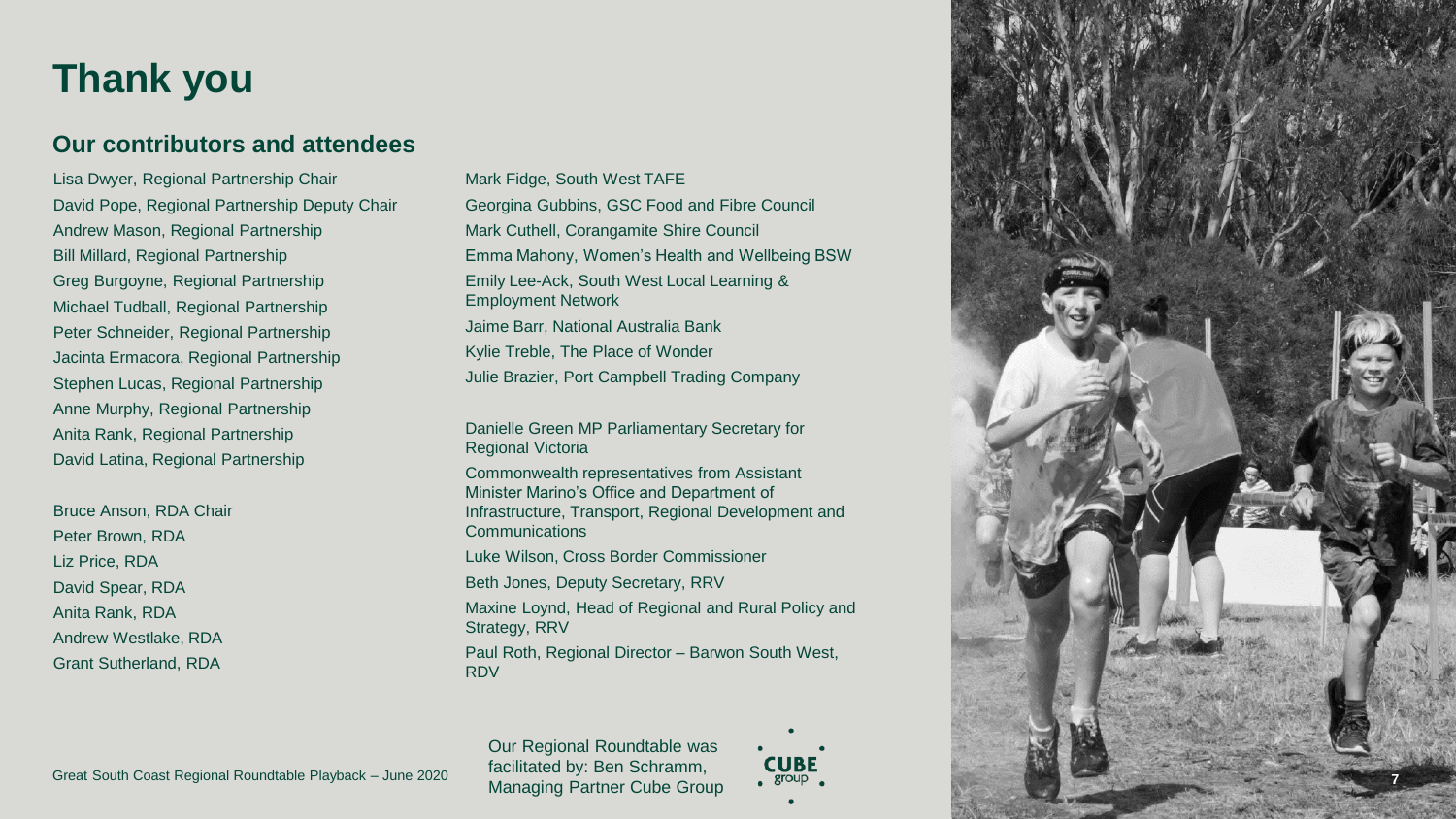# Thank you

## Our contributors and attendees

Lisa Dwyer, Regional Partnership Chair
David Pope, Regional Partnership Deputy Chair
Andrew Mason, Regional Partnership
Bill Millard, Regional Partnership
Greg Burgoyne, Regional Partnership
Michael Tudball, Regional Partnership
Peter Schneider, Regional Partnership
Jacinta Ermacora, Regional Partnership
Stephen Lucas, Regional Partnership
Anne Murphy, Regional Partnership
Anita Rank, Regional Partnership
David Latina, Regional Partnership

Bruce Anson, RDA Chair
Peter Brown, RDA
Liz Price, RDA
David Spear, RDA
Anita Rank, RDA
Andrew Westlake, RDA
Grant Sutherland, RDA

Mark Fidge, South West TAFE
Georgina Gubbins, GSC Food and Fibre Council
Mark Cuthell, Corangamite Shire Council
Emma Mahony, Women's Health and Wellbeing BSW
Emily Lee-Ack, South West Local Learning & Employment Network
Jaime Barr, National Australia Bank
Kylie Treble, The Place of Wonder
Julie Brazier, Port Campbell Trading Company

Danielle Green MP Parliamentary Secretary for Regional Victoria
Commonwealth representatives from Assistant Minister Marino's Office and Department of Infrastructure, Transport, Regional Development and Communications
Luke Wilson, Cross Border Commissioner
Beth Jones, Deputy Secretary, RRV
Maxine Loynd, Head of Regional and Rural Policy and Strategy, RRV
Paul Roth, Regional Director – Barwon South West, RDV

Our Regional Roundtable was facilitated by: Ben Schramm, Managing Partner Cube Group

Great South Coast Regional Roundtable Playback – June 2020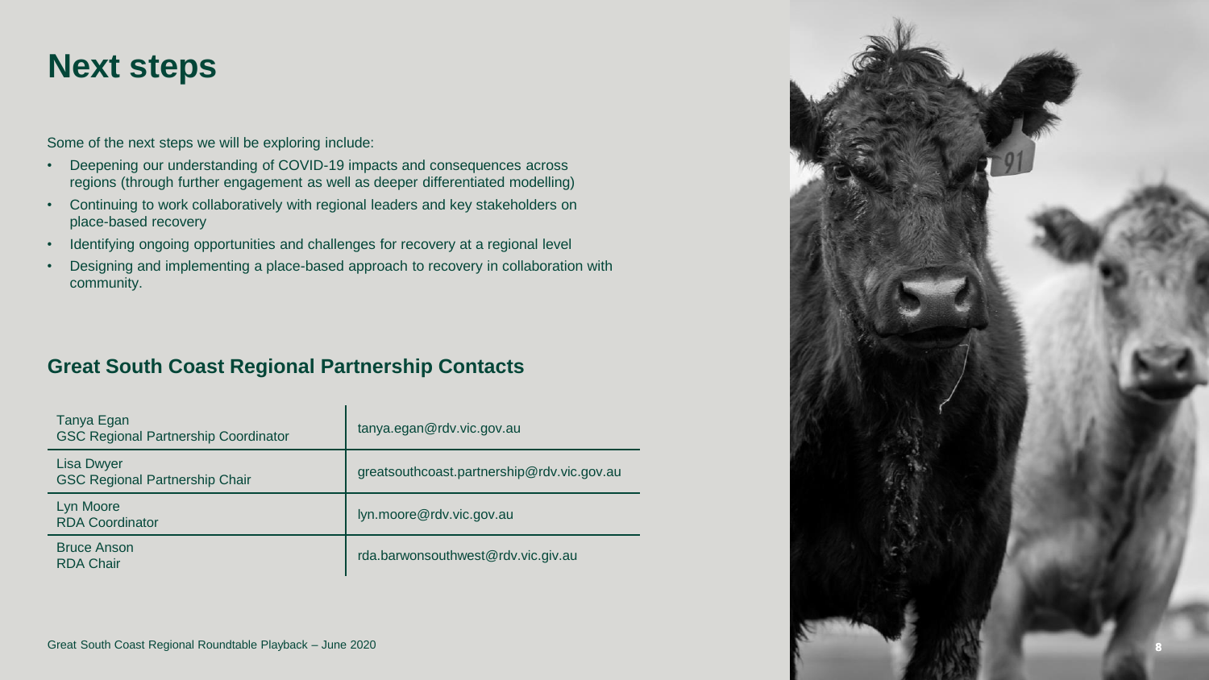# Next steps

Some of the next steps we will be exploring include:

- Deepening our understanding of COVID-19 impacts and consequences across regions (through further engagement as well as deeper differentiated modelling)
- Continuing to work collaboratively with regional leaders and key stakeholders on place-based recovery
- Identifying ongoing opportunities and challenges for recovery at a regional level
- Designing and implementing a place-based approach to recovery in collaboration with community.

## Great South Coast Regional Partnership Contacts

| | |
|---|---|
| Tanya Egan<br>GSC Regional Partnership Coordinator | tanya.egan@rdv.vic.gov.au |
| Lisa Dwyer<br>GSC Regional Partnership Chair | greatsouthcoast.partnership@rdv.vic.gov.au |
| Lyn Moore<br>RDA Coordinator | lyn.moore@rdv.vic.gov.au |
| Bruce Anson<br>RDA Chair | rda.barwonsouthwest@rdv.vic.giv.au |